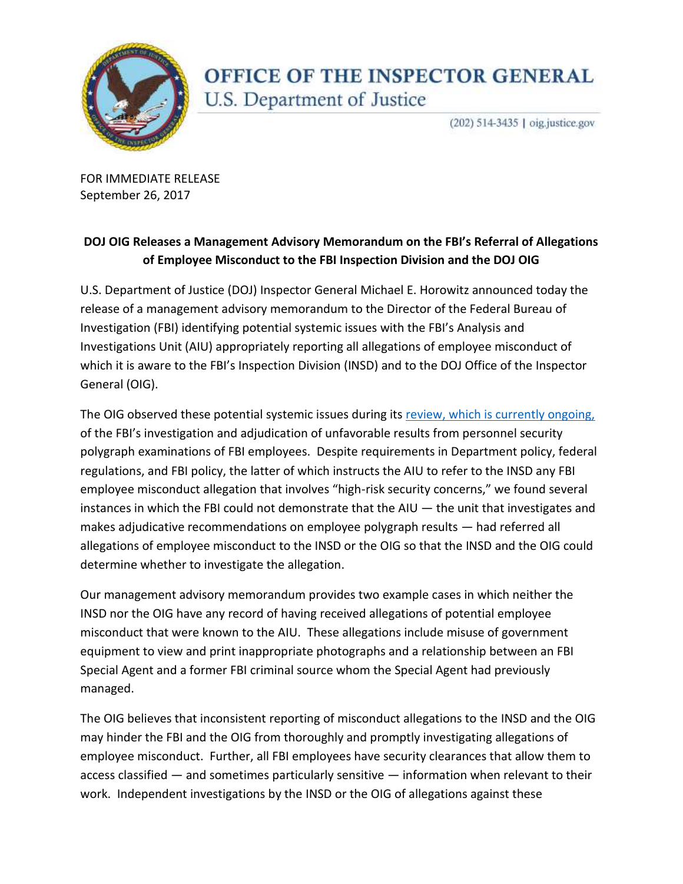# OFFICE OF THE INSPECTOR GENERAL

U.S. Department of Justice

(202) 514-3435 | oig.justice.gov

FOR IMMEDIATE RELEASE
September 26, 2017

**DOJ OIG Releases a Management Advisory Memorandum on the FBI's Referral of Allegations of Employee Misconduct to the FBI Inspection Division and the DOJ OIG**

U.S. Department of Justice (DOJ) Inspector General Michael E. Horowitz announced today the release of a management advisory memorandum to the Director of the Federal Bureau of Investigation (FBI) identifying potential systemic issues with the FBI's Analysis and Investigations Unit (AIU) appropriately reporting all allegations of employee misconduct of which it is aware to the FBI's Inspection Division (INSD) and to the DOJ Office of the Inspector General (OIG).

The OIG observed these potential systemic issues during its review, which is currently ongoing, of the FBI's investigation and adjudication of unfavorable results from personnel security polygraph examinations of FBI employees. Despite requirements in Department policy, federal regulations, and FBI policy, the latter of which instructs the AIU to refer to the INSD any FBI employee misconduct allegation that involves "high-risk security concerns," we found several instances in which the FBI could not demonstrate that the AIU — the unit that investigates and makes adjudicative recommendations on employee polygraph results — had referred all allegations of employee misconduct to the INSD or the OIG so that the INSD and the OIG could determine whether to investigate the allegation.

Our management advisory memorandum provides two example cases in which neither the INSD nor the OIG have any record of having received allegations of potential employee misconduct that were known to the AIU. These allegations include misuse of government equipment to view and print inappropriate photographs and a relationship between an FBI Special Agent and a former FBI criminal source whom the Special Agent had previously managed.

The OIG believes that inconsistent reporting of misconduct allegations to the INSD and the OIG may hinder the FBI and the OIG from thoroughly and promptly investigating allegations of employee misconduct. Further, all FBI employees have security clearances that allow them to access classified — and sometimes particularly sensitive — information when relevant to their work. Independent investigations by the INSD or the OIG of allegations against these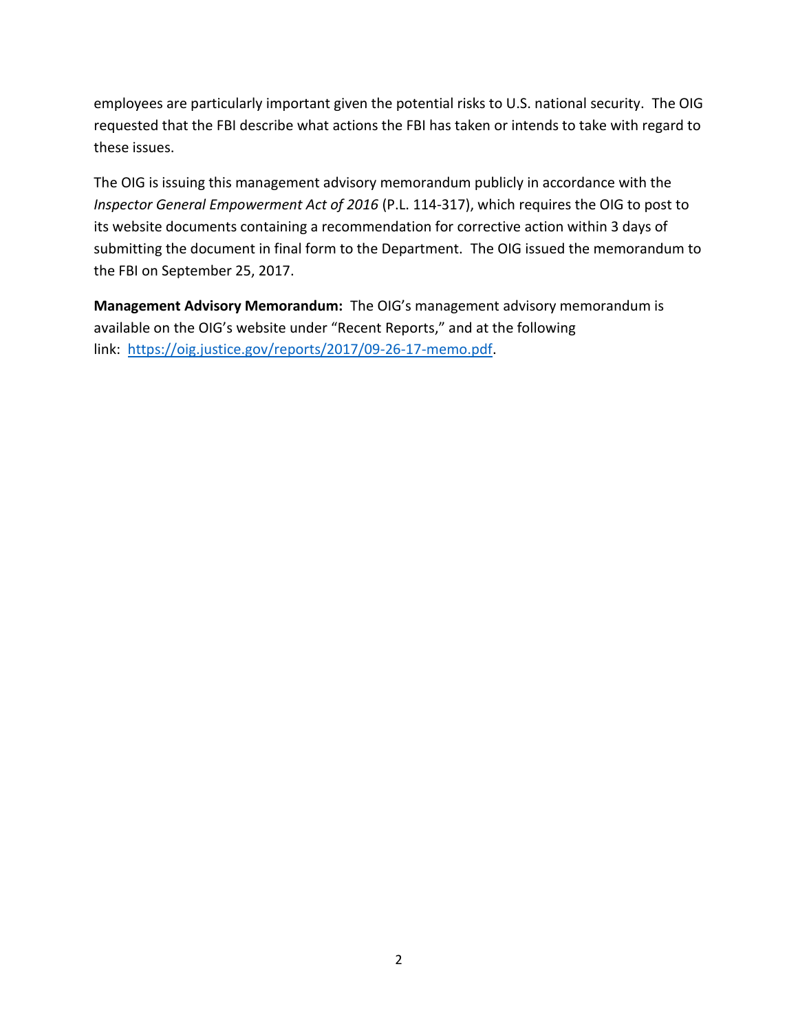employees are particularly important given the potential risks to U.S. national security. The OIG requested that the FBI describe what actions the FBI has taken or intends to take with regard to these issues.

The OIG is issuing this management advisory memorandum publicly in accordance with the *Inspector General Empowerment Act of 2016* (P.L. 114-317), which requires the OIG to post to its website documents containing a recommendation for corrective action within 3 days of submitting the document in final form to the Department. The OIG issued the memorandum to the FBI on September 25, 2017.

**Management Advisory Memorandum:** The OIG's management advisory memorandum is available on the OIG's website under "Recent Reports," and at the following link: [https://oig.justice.gov/reports/2017/09-26-17-memo.pdf](https://oig.justice.gov/reports/2017/09-26-17-memo.pdf).